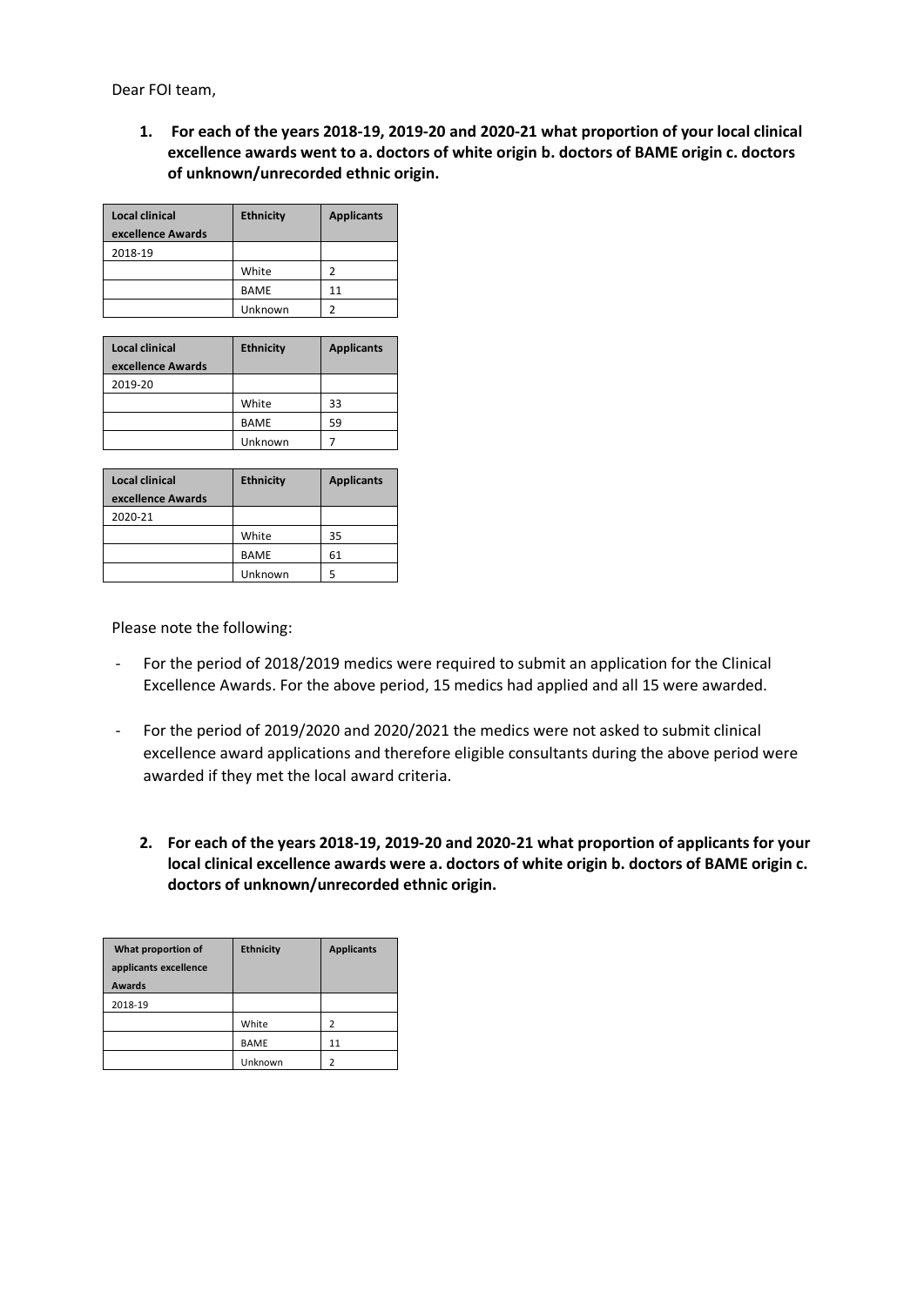Dear FOI team,

1. **For each of the years 2018-19, 2019-20 and 2020-21 what proportion of your local clinical excellence awards went to a. doctors of white origin b. doctors of BAME origin c. doctors of unknown/unrecorded ethnic origin.**

| Local clinical excellence Awards | Ethnicity | Applicants |
|---|---|---|
| 2018-19 | | |
| | White | 2 |
| | BAME | 11 |
| | Unknown | 2 |

| Local clinical excellence Awards | Ethnicity | Applicants |
|---|---|---|
| 2019-20 | | |
| | White | 33 |
| | BAME | 59 |
| | Unknown | 7 |

| Local clinical excellence Awards | Ethnicity | Applicants |
|---|---|---|
| 2020-21 | | |
| | White | 35 |
| | BAME | 61 |
| | Unknown | 5 |

Please note the following:

- For the period of 2018/2019 medics were required to submit an application for the Clinical Excellence Awards. For the above period, 15 medics had applied and all 15 were awarded.

- For the period of 2019/2020 and 2020/2021 the medics were not asked to submit clinical excellence award applications and therefore eligible consultants during the above period were awarded if they met the local award criteria.

2. **For each of the years 2018-19, 2019-20 and 2020-21 what proportion of applicants for your local clinical excellence awards were a. doctors of white origin b. doctors of BAME origin c. doctors of unknown/unrecorded ethnic origin.**

| What proportion of applicants excellence Awards | Ethnicity | Applicants |
|---|---|---|
| 2018-19 | | |
| | White | 2 |
| | BAME | 11 |
| | Unknown | 2 |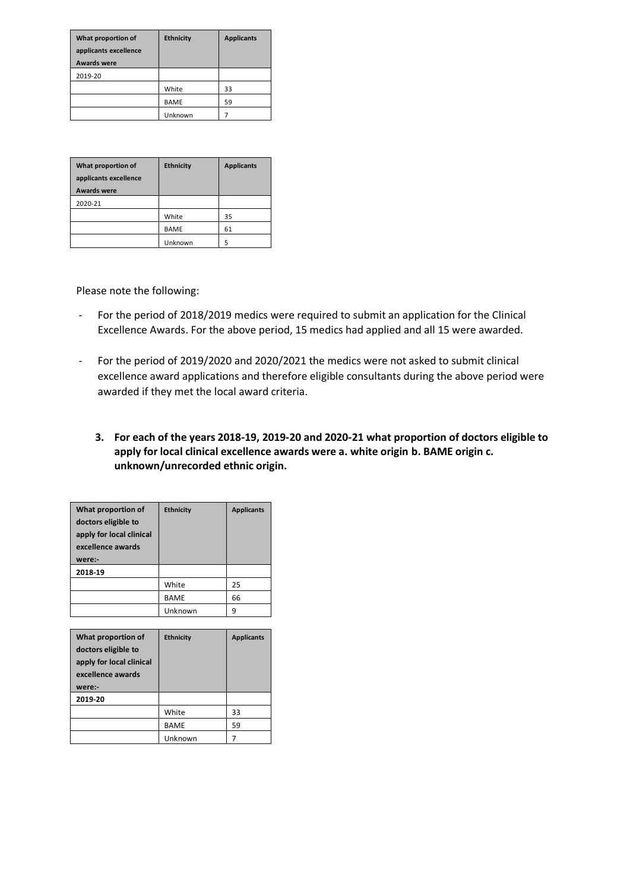| What proportion of applicants excellence Awards were | Ethnicity | Applicants |
|---|---|---|
| 2019-20 | | |
| | White | 33 |
| | BAME | 59 |
| | Unknown | 7 |

| What proportion of applicants excellence Awards were | Ethnicity | Applicants |
|---|---|---|
| 2020-21 | | |
| | White | 35 |
| | BAME | 61 |
| | Unknown | 5 |

Please note the following:

- For the period of 2018/2019 medics were required to submit an application for the Clinical Excellence Awards. For the above period, 15 medics had applied and all 15 were awarded.

- For the period of 2019/2020 and 2020/2021 the medics were not asked to submit clinical excellence award applications and therefore eligible consultants during the above period were awarded if they met the local award criteria.

3. **For each of the years 2018-19, 2019-20 and 2020-21 what proportion of doctors eligible to apply for local clinical excellence awards were a. white origin b. BAME origin c. unknown/unrecorded ethnic origin.**

| What proportion of doctors eligible to apply for local clinical excellence awards were:- | Ethnicity | Applicants |
|---|---|---|
| **2018-19** | | |
| | White | 25 |
| | BAME | 66 |
| | Unknown | 9 |

| What proportion of doctors eligible to apply for local clinical excellence awards were:- | Ethnicity | Applicants |
|---|---|---|
| **2019-20** | | |
| | White | 33 |
| | BAME | 59 |
| | Unknown | 7 |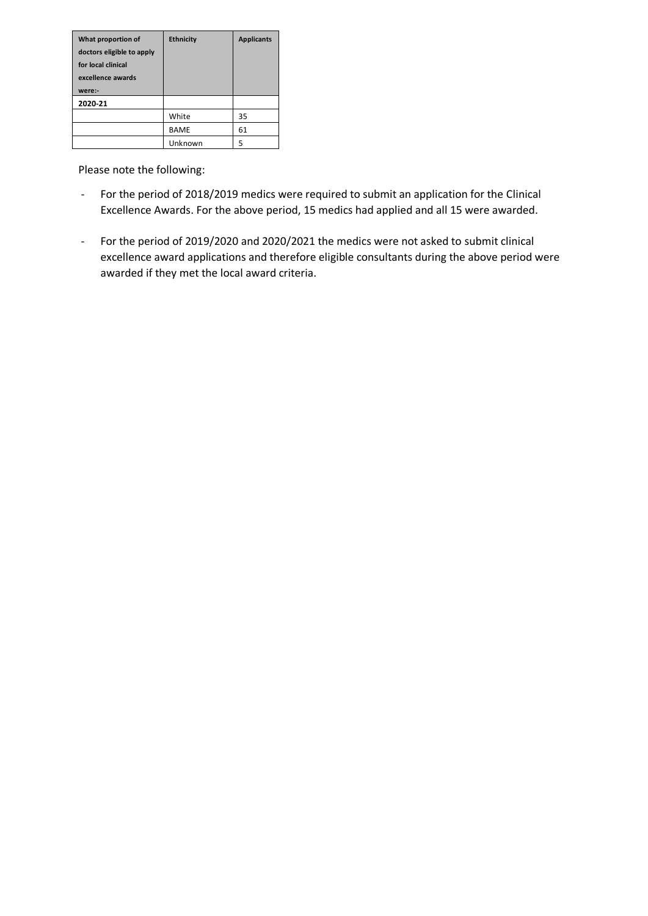| What proportion of doctors eligible to apply for local clinical excellence awards were:- | Ethnicity | Applicants |
|---|---|---|
| 2020-21 | | |
| | White | 35 |
| | BAME | 61 |
| | Unknown | 5 |

Please note the following:

- For the period of 2018/2019 medics were required to submit an application for the Clinical Excellence Awards. For the above period, 15 medics had applied and all 15 were awarded.

- For the period of 2019/2020 and 2020/2021 the medics were not asked to submit clinical excellence award applications and therefore eligible consultants during the above period were awarded if they met the local award criteria.